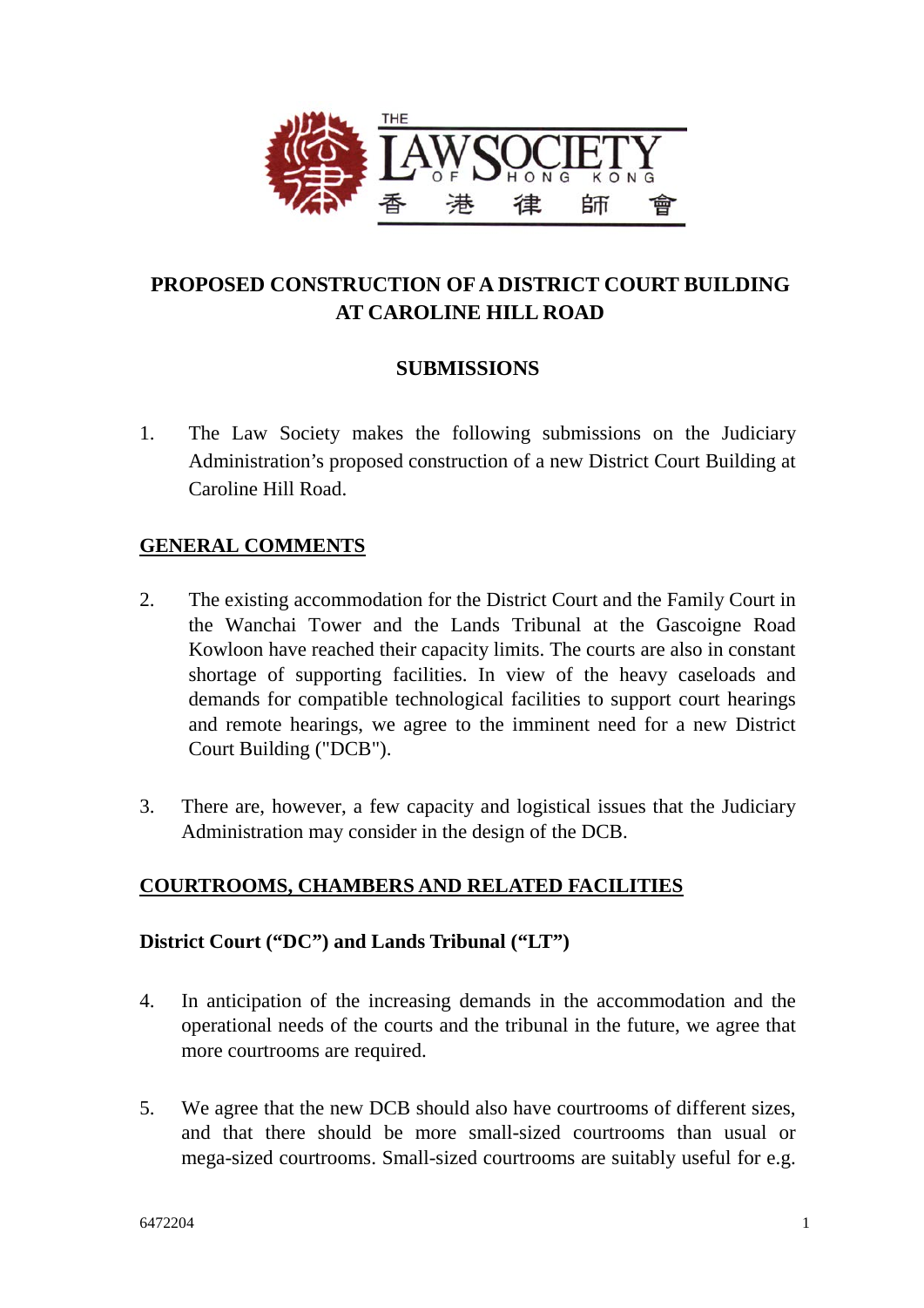THE LAW SOCIETY OF HONG KONG 香港律師會

# PROPOSED CONSTRUCTION OF A DISTRICT COURT BUILDING AT CAROLINE HILL ROAD

## SUBMISSIONS

1. The Law Society makes the following submissions on the Judiciary Administration's proposed construction of a new District Court Building at Caroline Hill Road.

## GENERAL COMMENTS

2. The existing accommodation for the District Court and the Family Court in the Wanchai Tower and the Lands Tribunal at the Gascoigne Road Kowloon have reached their capacity limits. The courts are also in constant shortage of supporting facilities. In view of the heavy caseloads and demands for compatible technological facilities to support court hearings and remote hearings, we agree to the imminent need for a new District Court Building ("DCB").

3. There are, however, a few capacity and logistical issues that the Judiciary Administration may consider in the design of the DCB.

## COURTROOMS, CHAMBERS AND RELATED FACILITIES

### District Court ("DC") and Lands Tribunal ("LT")

4. In anticipation of the increasing demands in the accommodation and the operational needs of the courts and the tribunal in the future, we agree that more courtrooms are required.

5. We agree that the new DCB should also have courtrooms of different sizes, and that there should be more small-sized courtrooms than usual or mega-sized courtrooms. Small-sized courtrooms are suitably useful for e.g.

6472204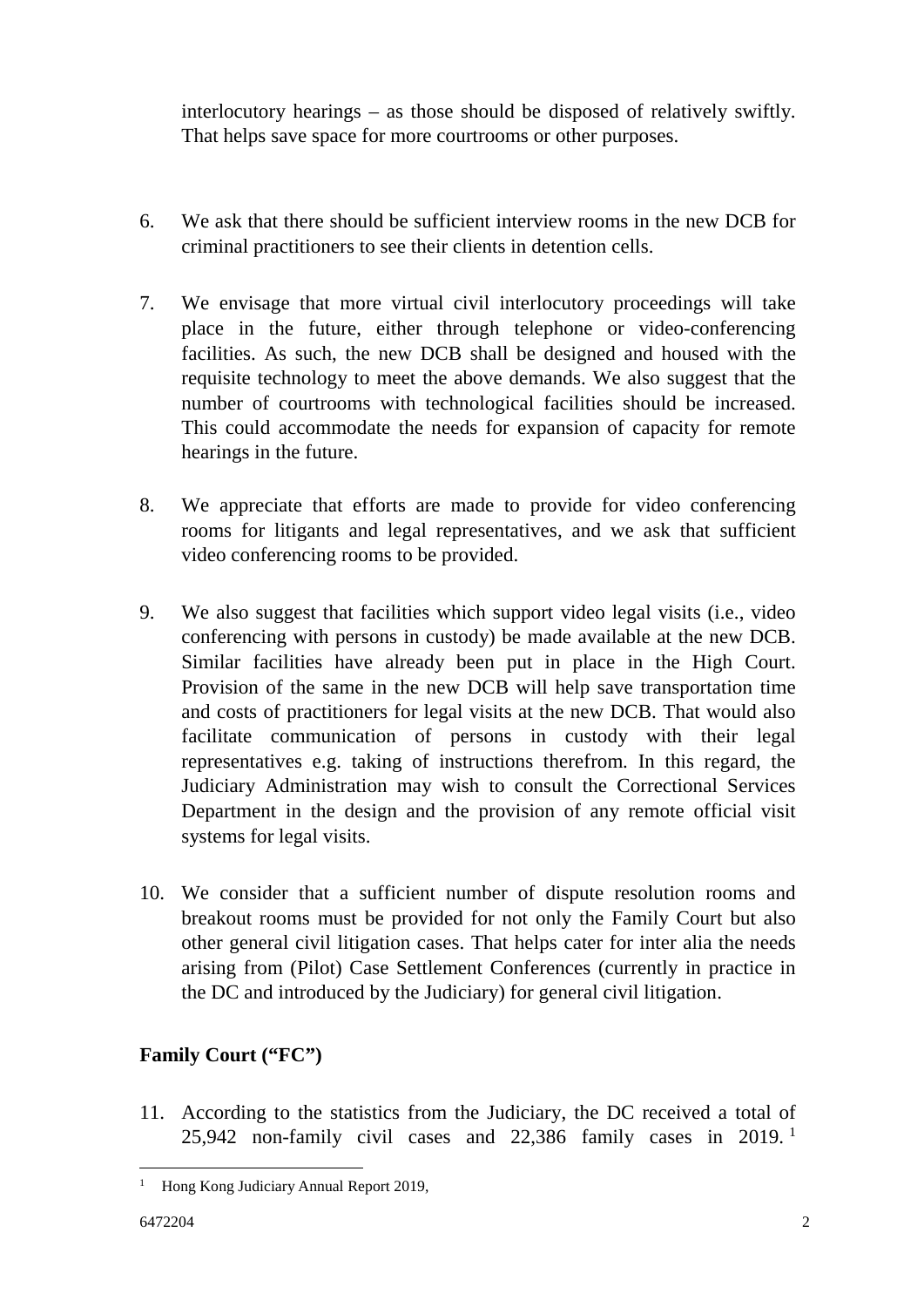interlocutory hearings – as those should be disposed of relatively swiftly. That helps save space for more courtrooms or other purposes.

6. We ask that there should be sufficient interview rooms in the new DCB for criminal practitioners to see their clients in detention cells.

7. We envisage that more virtual civil interlocutory proceedings will take place in the future, either through telephone or video-conferencing facilities. As such, the new DCB shall be designed and housed with the requisite technology to meet the above demands. We also suggest that the number of courtrooms with technological facilities should be increased. This could accommodate the needs for expansion of capacity for remote hearings in the future.

8. We appreciate that efforts are made to provide for video conferencing rooms for litigants and legal representatives, and we ask that sufficient video conferencing rooms to be provided.

9. We also suggest that facilities which support video legal visits (i.e., video conferencing with persons in custody) be made available at the new DCB. Similar facilities have already been put in place in the High Court. Provision of the same in the new DCB will help save transportation time and costs of practitioners for legal visits at the new DCB. That would also facilitate communication of persons in custody with their legal representatives e.g. taking of instructions therefrom. In this regard, the Judiciary Administration may wish to consult the Correctional Services Department in the design and the provision of any remote official visit systems for legal visits.

10. We consider that a sufficient number of dispute resolution rooms and breakout rooms must be provided for not only the Family Court but also other general civil litigation cases. That helps cater for inter alia the needs arising from (Pilot) Case Settlement Conferences (currently in practice in the DC and introduced by the Judiciary) for general civil litigation.

## Family Court ("FC")

11. According to the statistics from the Judiciary, the DC received a total of 25,942 non-family civil cases and 22,386 family cases in 2019.[1]

---

[1] Hong Kong Judiciary Annual Report 2019,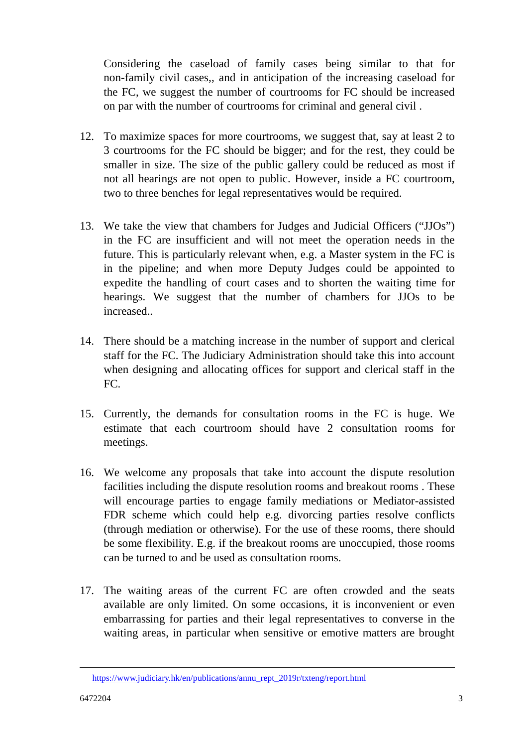Considering the caseload of family cases being similar to that for non-family civil cases,, and in anticipation of the increasing caseload for the FC, we suggest the number of courtrooms for FC should be increased on par with the number of courtrooms for criminal and general civil .

12. To maximize spaces for more courtrooms, we suggest that, say at least 2 to 3 courtrooms for the FC should be bigger; and for the rest, they could be smaller in size. The size of the public gallery could be reduced as most if not all hearings are not open to public. However, inside a FC courtroom, two to three benches for legal representatives would be required.

13. We take the view that chambers for Judges and Judicial Officers ("JJOs") in the FC are insufficient and will not meet the operation needs in the future. This is particularly relevant when, e.g. a Master system in the FC is in the pipeline; and when more Deputy Judges could be appointed to expedite the handling of court cases and to shorten the waiting time for hearings. We suggest that the number of chambers for JJOs to be increased..

14. There should be a matching increase in the number of support and clerical staff for the FC. The Judiciary Administration should take this into account when designing and allocating offices for support and clerical staff in the FC.

15. Currently, the demands for consultation rooms in the FC is huge. We estimate that each courtroom should have 2 consultation rooms for meetings.

16. We welcome any proposals that take into account the dispute resolution facilities including the dispute resolution rooms and breakout rooms . These will encourage parties to engage family mediations or Mediator-assisted FDR scheme which could help e.g. divorcing parties resolve conflicts (through mediation or otherwise). For the use of these rooms, there should be some flexibility. E.g. if the breakout rooms are unoccupied, those rooms can be turned to and be used as consultation rooms.

17. The waiting areas of the current FC are often crowded and the seats available are only limited. On some occasions, it is inconvenient or even embarrassing for parties and their legal representatives to converse in the waiting areas, in particular when sensitive or emotive matters are brought

---

https://www.judiciary.hk/en/publications/annu_rept_2019r/txteng/report.html

6472204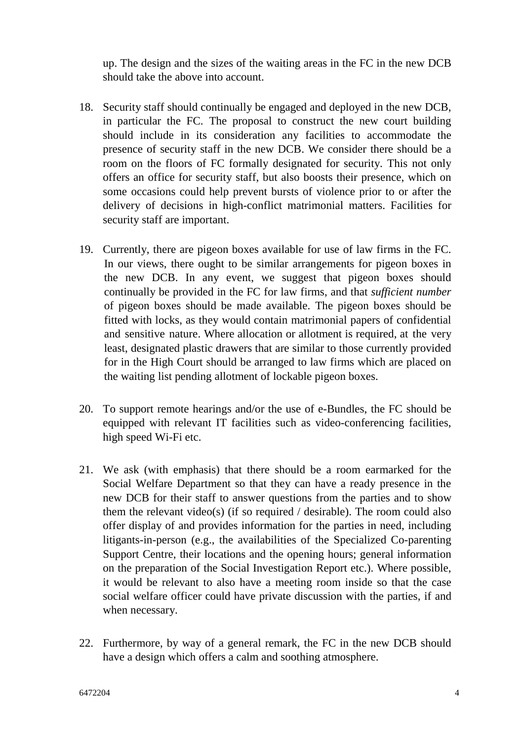up. The design and the sizes of the waiting areas in the FC in the new DCB should take the above into account.

18. Security staff should continually be engaged and deployed in the new DCB, in particular the FC. The proposal to construct the new court building should include in its consideration any facilities to accommodate the presence of security staff in the new DCB. We consider there should be a room on the floors of FC formally designated for security. This not only offers an office for security staff, but also boosts their presence, which on some occasions could help prevent bursts of violence prior to or after the delivery of decisions in high-conflict matrimonial matters. Facilities for security staff are important.

19. Currently, there are pigeon boxes available for use of law firms in the FC. In our views, there ought to be similar arrangements for pigeon boxes in the new DCB. In any event, we suggest that pigeon boxes should continually be provided in the FC for law firms, and that *sufficient number* of pigeon boxes should be made available. The pigeon boxes should be fitted with locks, as they would contain matrimonial papers of confidential and sensitive nature. Where allocation or allotment is required, at the very least, designated plastic drawers that are similar to those currently provided for in the High Court should be arranged to law firms which are placed on the waiting list pending allotment of lockable pigeon boxes.

20. To support remote hearings and/or the use of e-Bundles, the FC should be equipped with relevant IT facilities such as video-conferencing facilities, high speed Wi-Fi etc.

21. We ask (with emphasis) that there should be a room earmarked for the Social Welfare Department so that they can have a ready presence in the new DCB for their staff to answer questions from the parties and to show them the relevant video(s) (if so required / desirable). The room could also offer display of and provides information for the parties in need, including litigants-in-person (e.g., the availabilities of the Specialized Co-parenting Support Centre, their locations and the opening hours; general information on the preparation of the Social Investigation Report etc.). Where possible, it would be relevant to also have a meeting room inside so that the case social welfare officer could have private discussion with the parties, if and when necessary.

22. Furthermore, by way of a general remark, the FC in the new DCB should have a design which offers a calm and soothing atmosphere.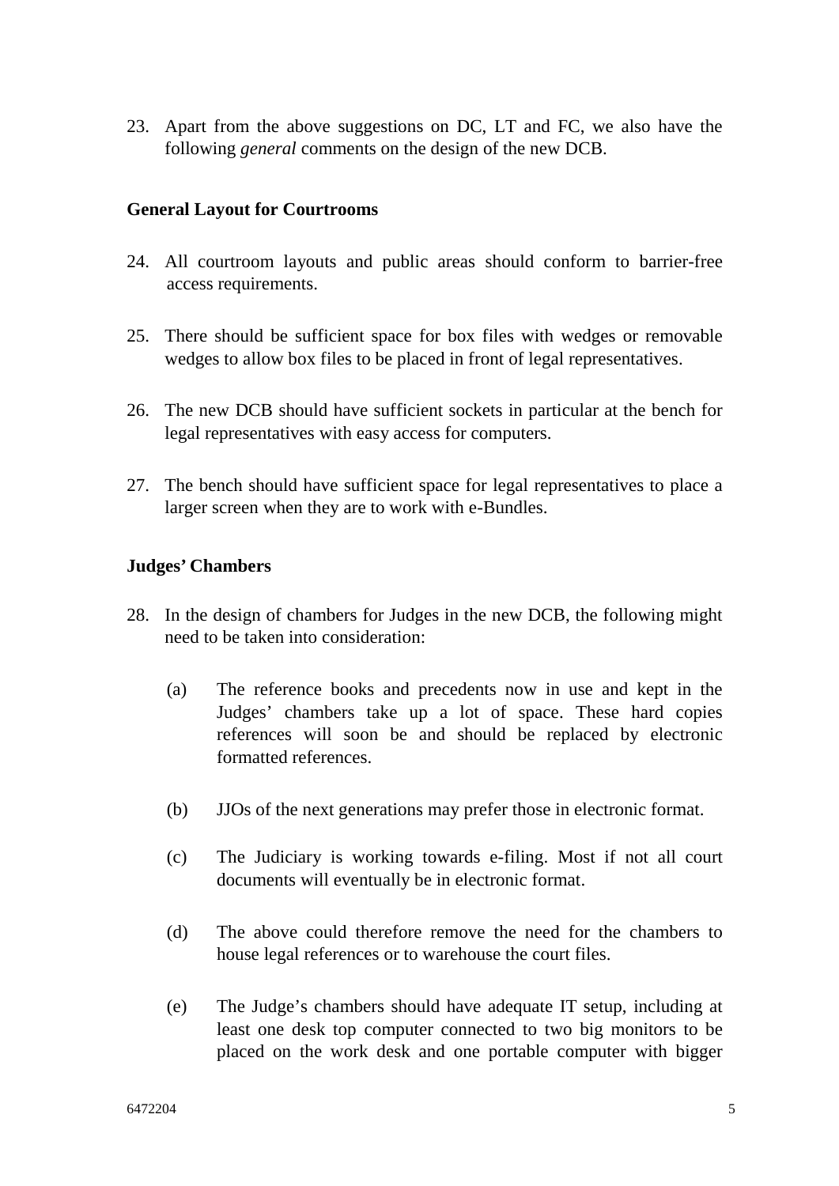23. Apart from the above suggestions on DC, LT and FC, we also have the following *general* comments on the design of the new DCB.

**General Layout for Courtrooms**

24. All courtroom layouts and public areas should conform to barrier-free access requirements.

25. There should be sufficient space for box files with wedges or removable wedges to allow box files to be placed in front of legal representatives.

26. The new DCB should have sufficient sockets in particular at the bench for legal representatives with easy access for computers.

27. The bench should have sufficient space for legal representatives to place a larger screen when they are to work with e-Bundles.

**Judges' Chambers**

28. In the design of chambers for Judges in the new DCB, the following might need to be taken into consideration:

    (a) The reference books and precedents now in use and kept in the Judges' chambers take up a lot of space. These hard copies references will soon be and should be replaced by electronic formatted references.

    (b) JJOs of the next generations may prefer those in electronic format.

    (c) The Judiciary is working towards e-filing. Most if not all court documents will eventually be in electronic format.

    (d) The above could therefore remove the need for the chambers to house legal references or to warehouse the court files.

    (e) The Judge's chambers should have adequate IT setup, including at least one desk top computer connected to two big monitors to be placed on the work desk and one portable computer with bigger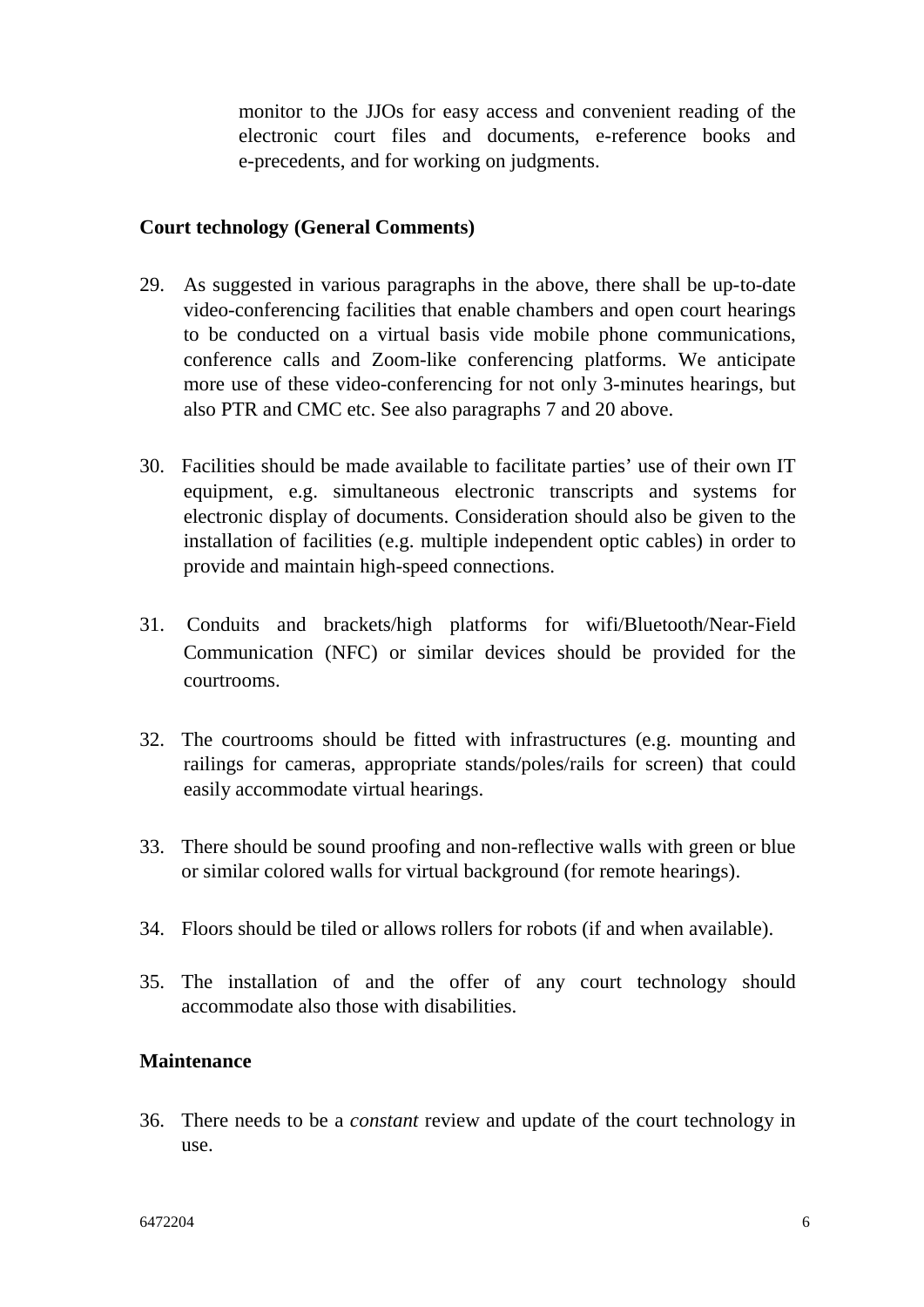monitor to the JJOs for easy access and convenient reading of the electronic court files and documents, e-reference books and e-precedents, and for working on judgments.

**Court technology (General Comments)**

29. As suggested in various paragraphs in the above, there shall be up-to-date video-conferencing facilities that enable chambers and open court hearings to be conducted on a virtual basis vide mobile phone communications, conference calls and Zoom-like conferencing platforms. We anticipate more use of these video-conferencing for not only 3-minutes hearings, but also PTR and CMC etc. See also paragraphs 7 and 20 above.

30. Facilities should be made available to facilitate parties' use of their own IT equipment, e.g. simultaneous electronic transcripts and systems for electronic display of documents. Consideration should also be given to the installation of facilities (e.g. multiple independent optic cables) in order to provide and maintain high-speed connections.

31. Conduits and brackets/high platforms for wifi/Bluetooth/Near-Field Communication (NFC) or similar devices should be provided for the courtrooms.

32. The courtrooms should be fitted with infrastructures (e.g. mounting and railings for cameras, appropriate stands/poles/rails for screen) that could easily accommodate virtual hearings.

33. There should be sound proofing and non-reflective walls with green or blue or similar colored walls for virtual background (for remote hearings).

34. Floors should be tiled or allows rollers for robots (if and when available).

35. The installation of and the offer of any court technology should accommodate also those with disabilities.

**Maintenance**

36. There needs to be a *constant* review and update of the court technology in use.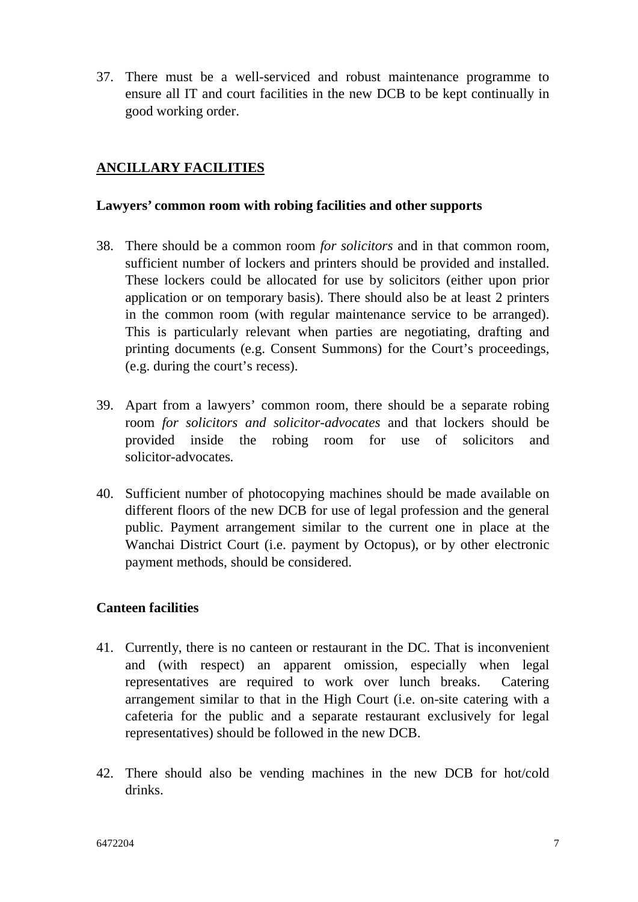37. There must be a well-serviced and robust maintenance programme to ensure all IT and court facilities in the new DCB to be kept continually in good working order.

## ANCILLARY FACILITIES

### Lawyers' common room with robing facilities and other supports

38. There should be a common room *for solicitors* and in that common room, sufficient number of lockers and printers should be provided and installed. These lockers could be allocated for use by solicitors (either upon prior application or on temporary basis). There should also be at least 2 printers in the common room (with regular maintenance service to be arranged). This is particularly relevant when parties are negotiating, drafting and printing documents (e.g. Consent Summons) for the Court's proceedings, (e.g. during the court's recess).

39. Apart from a lawyers' common room, there should be a separate robing room *for solicitors and solicitor-advocates* and that lockers should be provided inside the robing room for use of solicitors and solicitor-advocates.

40. Sufficient number of photocopying machines should be made available on different floors of the new DCB for use of legal profession and the general public. Payment arrangement similar to the current one in place at the Wanchai District Court (i.e. payment by Octopus), or by other electronic payment methods, should be considered.

### Canteen facilities

41. Currently, there is no canteen or restaurant in the DC. That is inconvenient and (with respect) an apparent omission, especially when legal representatives are required to work over lunch breaks. Catering arrangement similar to that in the High Court (i.e. on-site catering with a cafeteria for the public and a separate restaurant exclusively for legal representatives) should be followed in the new DCB.

42. There should also be vending machines in the new DCB for hot/cold drinks.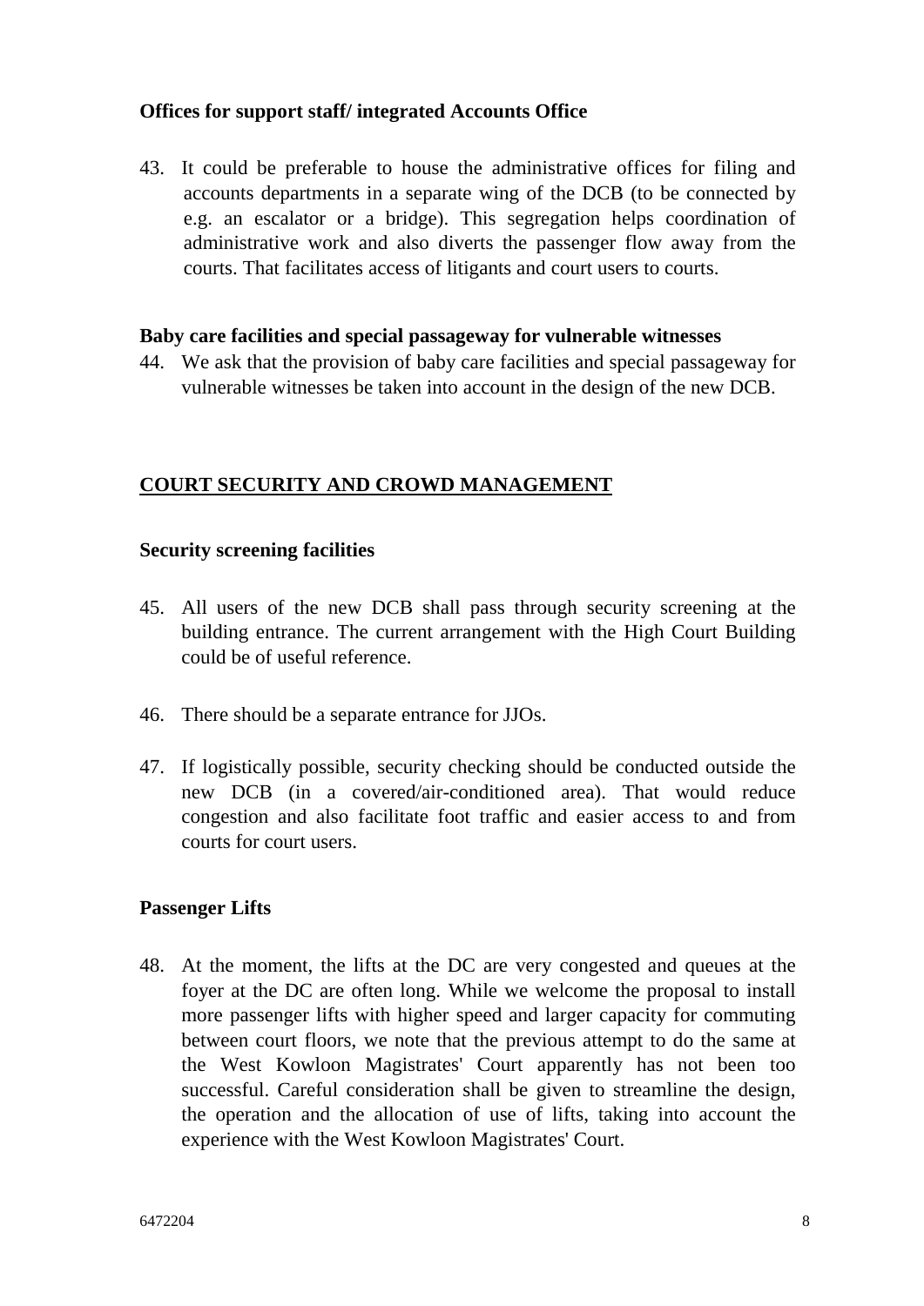**Offices for support staff/ integrated Accounts Office**

43. It could be preferable to house the administrative offices for filing and accounts departments in a separate wing of the DCB (to be connected by e.g. an escalator or a bridge). This segregation helps coordination of administrative work and also diverts the passenger flow away from the courts. That facilitates access of litigants and court users to courts.

**Baby care facilities and special passageway for vulnerable witnesses**

44. We ask that the provision of baby care facilities and special passageway for vulnerable witnesses be taken into account in the design of the new DCB.

## COURT SECURITY AND CROWD MANAGEMENT

**Security screening facilities**

45. All users of the new DCB shall pass through security screening at the building entrance. The current arrangement with the High Court Building could be of useful reference.

46. There should be a separate entrance for JJOs.

47. If logistically possible, security checking should be conducted outside the new DCB (in a covered/air-conditioned area). That would reduce congestion and also facilitate foot traffic and easier access to and from courts for court users.

**Passenger Lifts**

48. At the moment, the lifts at the DC are very congested and queues at the foyer at the DC are often long. While we welcome the proposal to install more passenger lifts with higher speed and larger capacity for commuting between court floors, we note that the previous attempt to do the same at the West Kowloon Magistrates' Court apparently has not been too successful. Careful consideration shall be given to streamline the design, the operation and the allocation of use of lifts, taking into account the experience with the West Kowloon Magistrates' Court.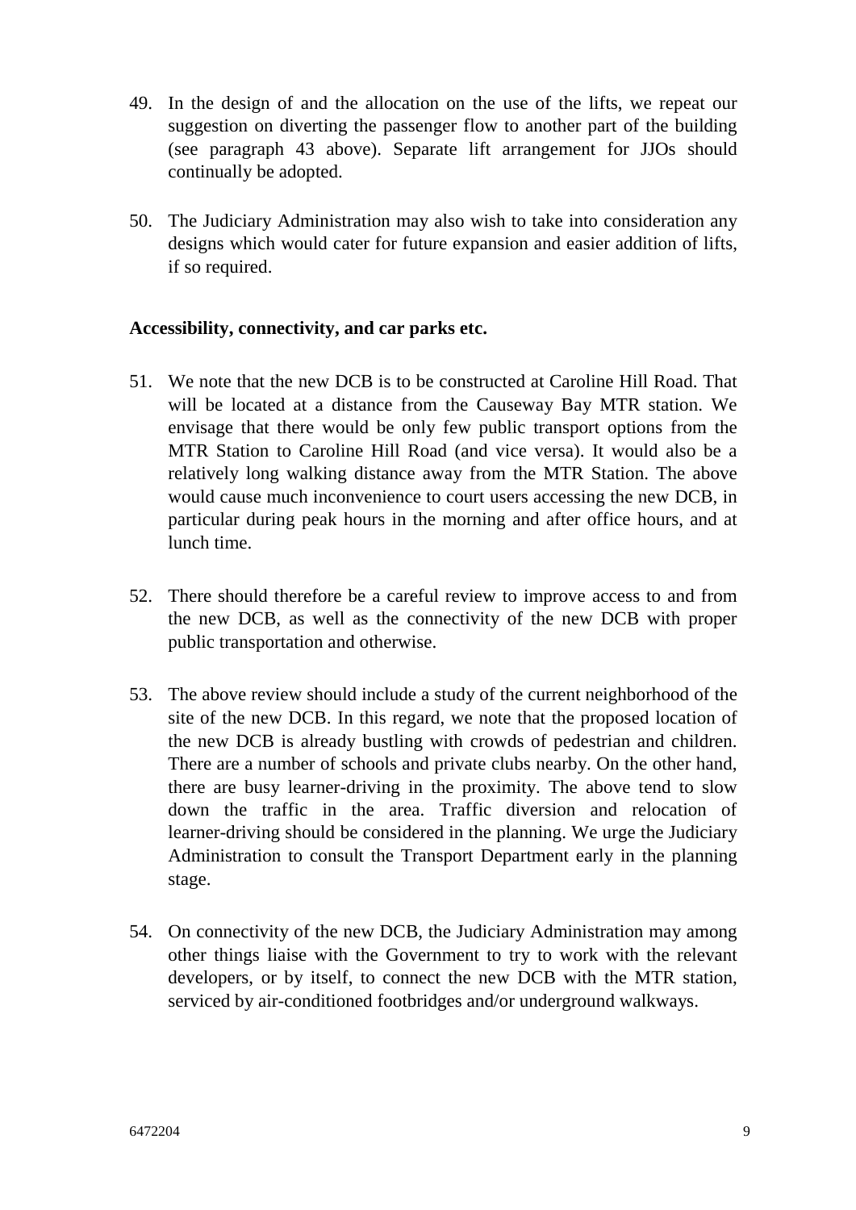49. In the design of and the allocation on the use of the lifts, we repeat our suggestion on diverting the passenger flow to another part of the building (see paragraph 43 above). Separate lift arrangement for JJOs should continually be adopted.

50. The Judiciary Administration may also wish to take into consideration any designs which would cater for future expansion and easier addition of lifts, if so required.

**Accessibility, connectivity, and car parks etc.**

51. We note that the new DCB is to be constructed at Caroline Hill Road. That will be located at a distance from the Causeway Bay MTR station. We envisage that there would be only few public transport options from the MTR Station to Caroline Hill Road (and vice versa). It would also be a relatively long walking distance away from the MTR Station. The above would cause much inconvenience to court users accessing the new DCB, in particular during peak hours in the morning and after office hours, and at lunch time.

52. There should therefore be a careful review to improve access to and from the new DCB, as well as the connectivity of the new DCB with proper public transportation and otherwise.

53. The above review should include a study of the current neighborhood of the site of the new DCB. In this regard, we note that the proposed location of the new DCB is already bustling with crowds of pedestrian and children. There are a number of schools and private clubs nearby. On the other hand, there are busy learner-driving in the proximity. The above tend to slow down the traffic in the area. Traffic diversion and relocation of learner-driving should be considered in the planning. We urge the Judiciary Administration to consult the Transport Department early in the planning stage.

54. On connectivity of the new DCB, the Judiciary Administration may among other things liaise with the Government to try to work with the relevant developers, or by itself, to connect the new DCB with the MTR station, serviced by air-conditioned footbridges and/or underground walkways.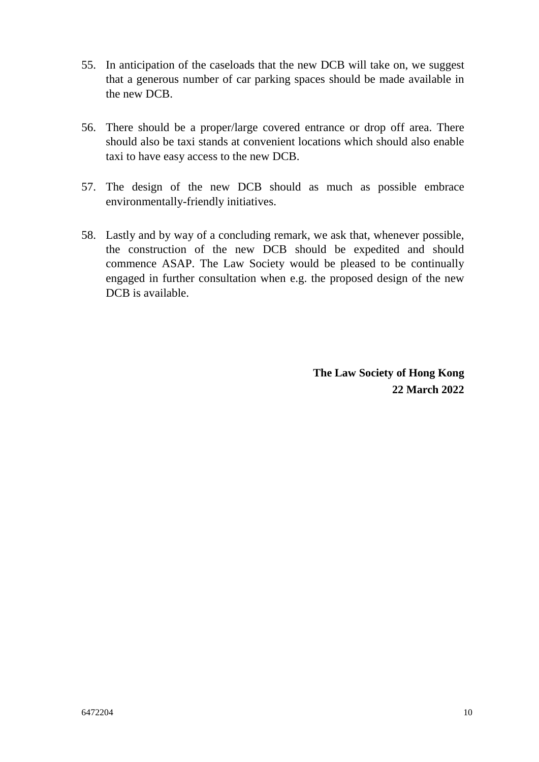55. In anticipation of the caseloads that the new DCB will take on, we suggest that a generous number of car parking spaces should be made available in the new DCB.

56. There should be a proper/large covered entrance or drop off area. There should also be taxi stands at convenient locations which should also enable taxi to have easy access to the new DCB.

57. The design of the new DCB should as much as possible embrace environmentally-friendly initiatives.

58. Lastly and by way of a concluding remark, we ask that, whenever possible, the construction of the new DCB should be expedited and should commence ASAP. The Law Society would be pleased to be continually engaged in further consultation when e.g. the proposed design of the new DCB is available.

**The Law Society of Hong Kong**
**22 March 2022**

6472204